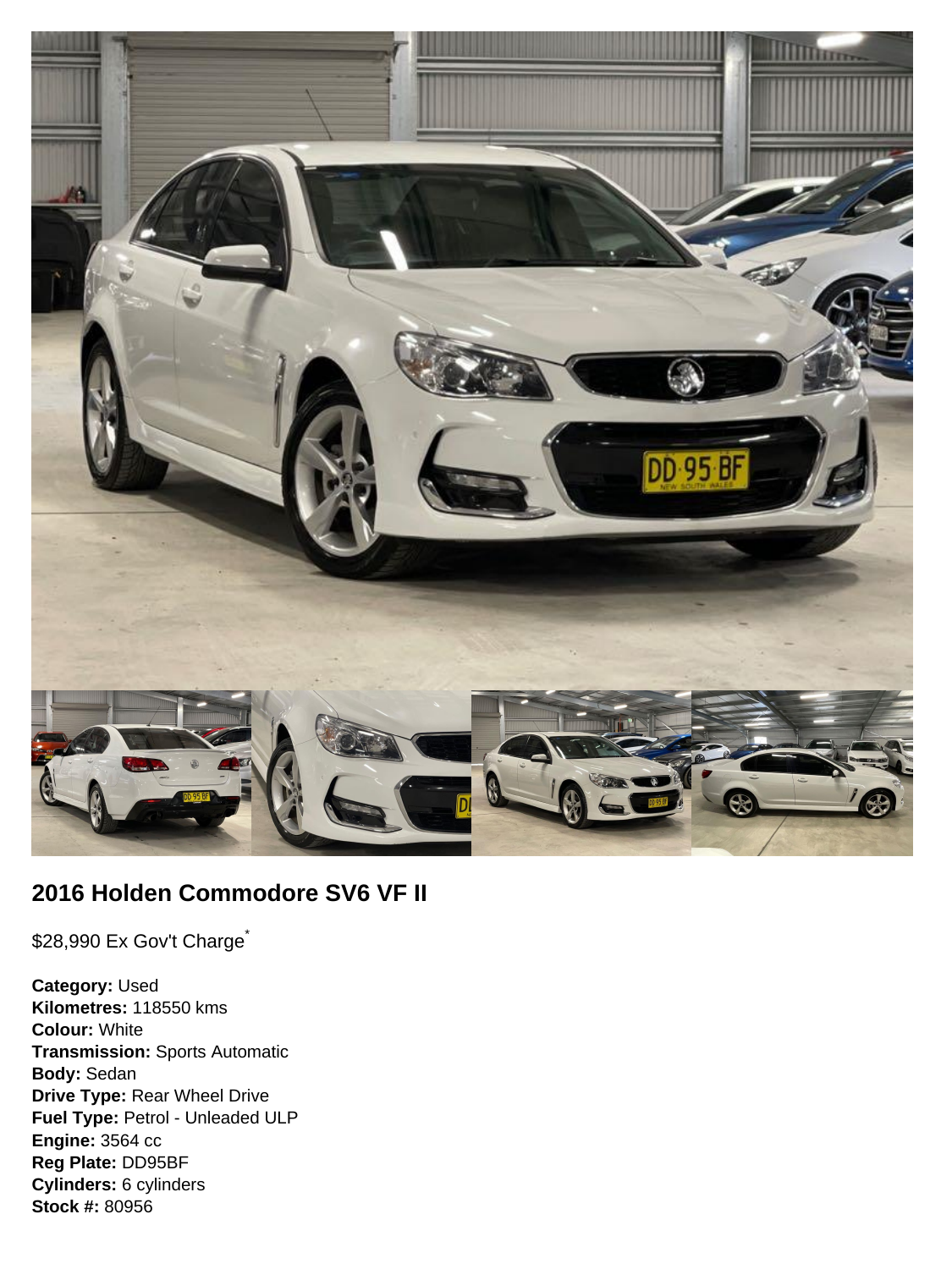## 2016 Holden Commodore SV6 VF II

$28,990 Ex Gov't Charge*

**Category:** Used
**Kilometres:** 118550 kms
**Colour:** White
**Transmission:** Sports Automatic
**Body:** Sedan
**Drive Type:** Rear Wheel Drive
**Fuel Type:** Petrol - Unleaded ULP
**Engine:** 3564 cc
**Reg Plate:** DD95BF
**Cylinders:** 6 cylinders
**Stock #:** 80956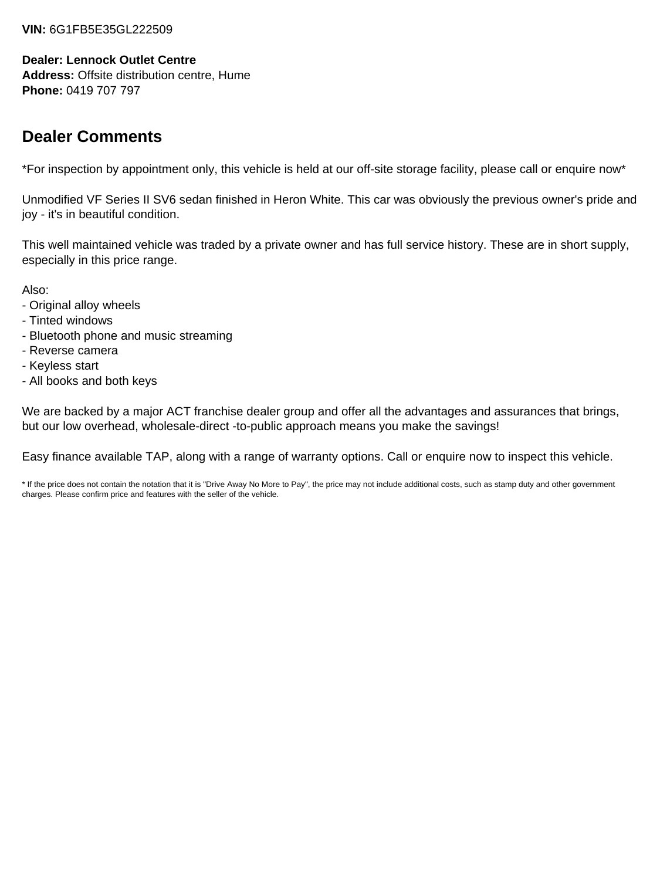**VIN:** 6G1FB5E35GL222509

**Dealer: Lennock Outlet Centre**
**Address:** Offsite distribution centre, Hume
**Phone:** 0419 707 797

## Dealer Comments

*For inspection by appointment only, this vehicle is held at our off-site storage facility, please call or enquire now*

Unmodified VF Series II SV6 sedan finished in Heron White. This car was obviously the previous owner's pride and joy - it's in beautiful condition.

This well maintained vehicle was traded by a private owner and has full service history. These are in short supply, especially in this price range.

Also:
- Original alloy wheels
- Tinted windows
- Bluetooth phone and music streaming
- Reverse camera
- Keyless start
- All books and both keys

We are backed by a major ACT franchise dealer group and offer all the advantages and assurances that brings, but our low overhead, wholesale-direct -to-public approach means you make the savings!

Easy finance available TAP, along with a range of warranty options. Call or enquire now to inspect this vehicle.

* If the price does not contain the notation that it is "Drive Away No More to Pay", the price may not include additional costs, such as stamp duty and other government charges. Please confirm price and features with the seller of the vehicle.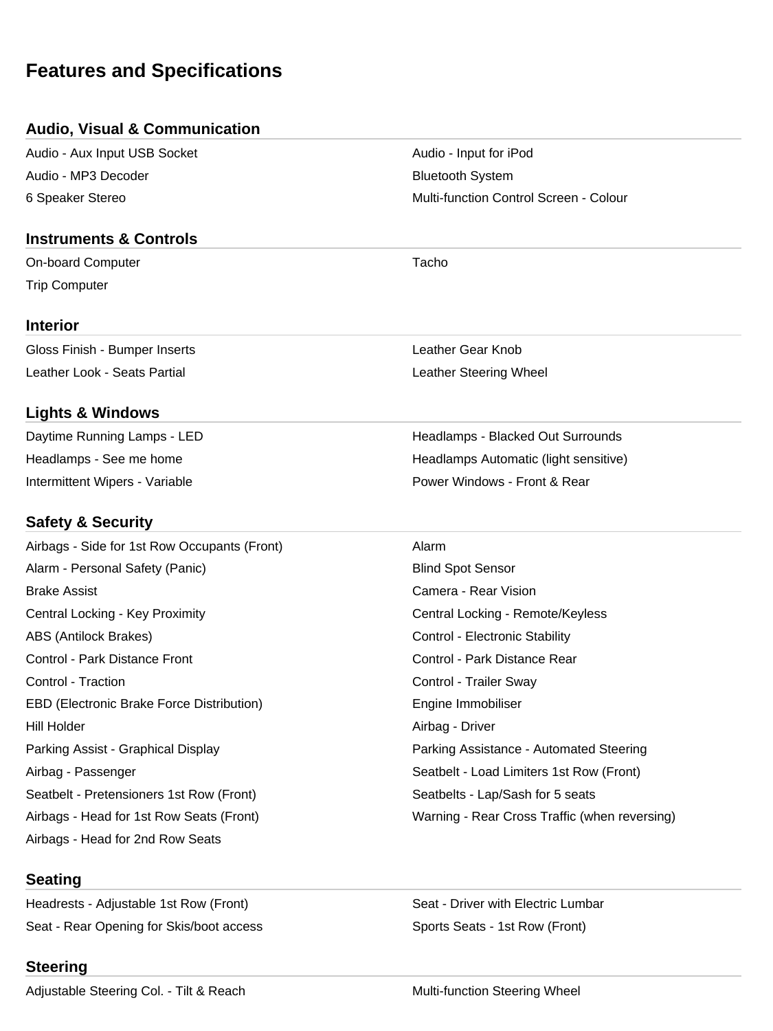# Features and Specifications

## Audio, Visual & Communication

- Audio - Aux Input USB Socket
- Audio - Input for iPod
- Audio - MP3 Decoder
- Bluetooth System
- 6 Speaker Stereo
- Multi-function Control Screen - Colour

## Instruments & Controls

- On-board Computer
- Tacho
- Trip Computer

## Interior

- Gloss Finish - Bumper Inserts
- Leather Gear Knob
- Leather Look - Seats Partial
- Leather Steering Wheel

## Lights & Windows

- Daytime Running Lamps - LED
- Headlamps - Blacked Out Surrounds
- Headlamps - See me home
- Headlamps Automatic (light sensitive)
- Intermittent Wipers - Variable
- Power Windows - Front & Rear

## Safety & Security

- Airbags - Side for 1st Row Occupants (Front)
- Alarm
- Alarm - Personal Safety (Panic)
- Blind Spot Sensor
- Brake Assist
- Camera - Rear Vision
- Central Locking - Key Proximity
- Central Locking - Remote/Keyless
- ABS (Antilock Brakes)
- Control - Electronic Stability
- Control - Park Distance Front
- Control - Park Distance Rear
- Control - Traction
- Control - Trailer Sway
- EBD (Electronic Brake Force Distribution)
- Engine Immobiliser
- Hill Holder
- Airbag - Driver
- Parking Assist - Graphical Display
- Parking Assistance - Automated Steering
- Airbag - Passenger
- Seatbelt - Load Limiters 1st Row (Front)
- Seatbelt - Pretensioners 1st Row (Front)
- Seatbelts - Lap/Sash for 5 seats
- Airbags - Head for 1st Row Seats (Front)
- Warning - Rear Cross Traffic (when reversing)
- Airbags - Head for 2nd Row Seats

## Seating

- Headrests - Adjustable 1st Row (Front)
- Seat - Driver with Electric Lumbar
- Seat - Rear Opening for Skis/boot access
- Sports Seats - 1st Row (Front)

## Steering

- Adjustable Steering Col. - Tilt & Reach
- Multi-function Steering Wheel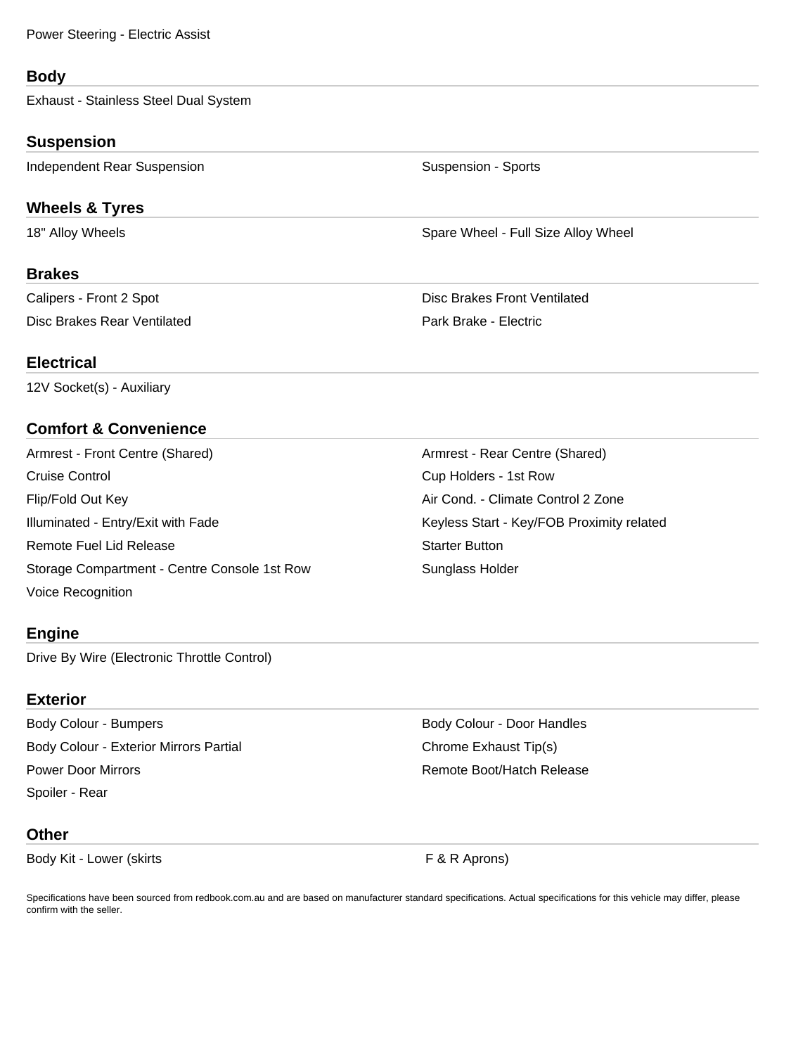Power Steering - Electric Assist

## Body

Exhaust - Stainless Steel Dual System

## Suspension

Independent Rear Suspension

Suspension - Sports

## Wheels & Tyres

18" Alloy Wheels

Spare Wheel - Full Size Alloy Wheel

## Brakes

Calipers - Front 2 Spot

Disc Brakes Front Ventilated

Disc Brakes Rear Ventilated

Park Brake - Electric

## Electrical

12V Socket(s) - Auxiliary

## Comfort & Convenience

Armrest - Front Centre (Shared)

Armrest - Rear Centre (Shared)

Cruise Control

Cup Holders - 1st Row

Flip/Fold Out Key

Air Cond. - Climate Control 2 Zone

Illuminated - Entry/Exit with Fade

Keyless Start - Key/FOB Proximity related

Remote Fuel Lid Release

Starter Button

Storage Compartment - Centre Console 1st Row

Sunglass Holder

Voice Recognition

## Engine

Drive By Wire (Electronic Throttle Control)

## Exterior

Body Colour - Bumpers

Body Colour - Door Handles

Body Colour - Exterior Mirrors Partial

Chrome Exhaust Tip(s)

Power Door Mirrors

Remote Boot/Hatch Release

Spoiler - Rear

## Other

Body Kit - Lower (skirts

F & R Aprons)

Specifications have been sourced from redbook.com.au and are based on manufacturer standard specifications. Actual specifications for this vehicle may differ, please confirm with the seller.